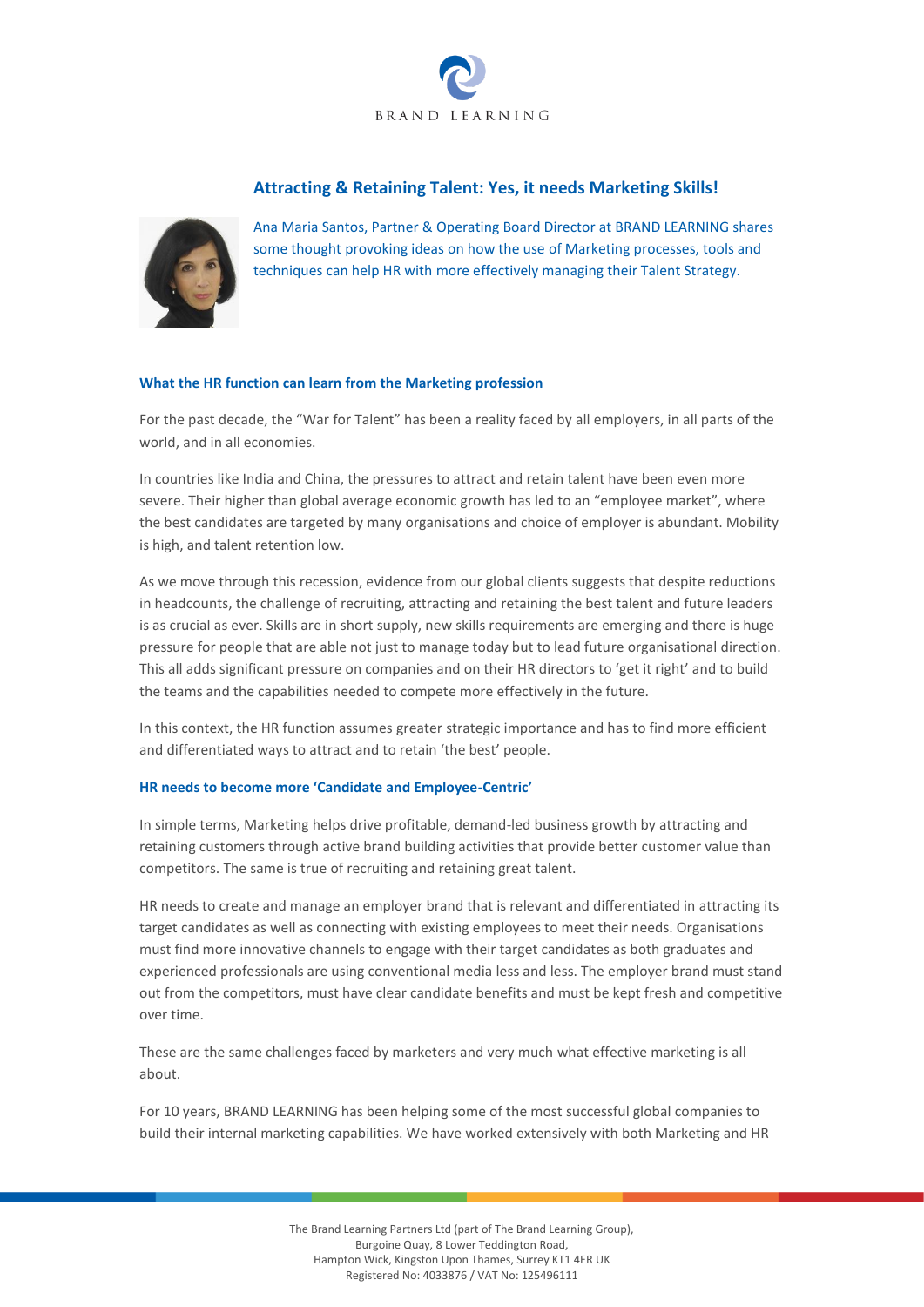# Attracting & Retaining Talent: Yes, it needs Marketing Skills!

Ana Maria Santos, Partner & Operating Board Director at BRAND LEARNING shares some thought provoking ideas on how the use of Marketing processes, tools and techniques can help HR with more effectively managing their Talent Strategy.

## What the HR function can learn from the Marketing profession

For the past decade, the "War for Talent" has been a reality faced by all employers, in all parts of the world, and in all economies.

In countries like India and China, the pressures to attract and retain talent have been even more severe. Their higher than global average economic growth has led to an "employee market", where the best candidates are targeted by many organisations and choice of employer is abundant. Mobility is high, and talent retention low.

As we move through this recession, evidence from our global clients suggests that despite reductions in headcounts, the challenge of recruiting, attracting and retaining the best talent and future leaders is as crucial as ever. Skills are in short supply, new skills requirements are emerging and there is huge pressure for people that are able not just to manage today but to lead future organisational direction. This all adds significant pressure on companies and on their HR directors to 'get it right' and to build the teams and the capabilities needed to compete more effectively in the future.

In this context, the HR function assumes greater strategic importance and has to find more efficient and differentiated ways to attract and to retain 'the best' people.

## HR needs to become more 'Candidate and Employee-Centric'

In simple terms, Marketing helps drive profitable, demand-led business growth by attracting and retaining customers through active brand building activities that provide better customer value than competitors. The same is true of recruiting and retaining great talent.

HR needs to create and manage an employer brand that is relevant and differentiated in attracting its target candidates as well as connecting with existing employees to meet their needs. Organisations must find more innovative channels to engage with their target candidates as both graduates and experienced professionals are using conventional media less and less. The employer brand must stand out from the competitors, must have clear candidate benefits and must be kept fresh and competitive over time.

These are the same challenges faced by marketers and very much what effective marketing is all about.

For 10 years, BRAND LEARNING has been helping some of the most successful global companies to build their internal marketing capabilities. We have worked extensively with both Marketing and HR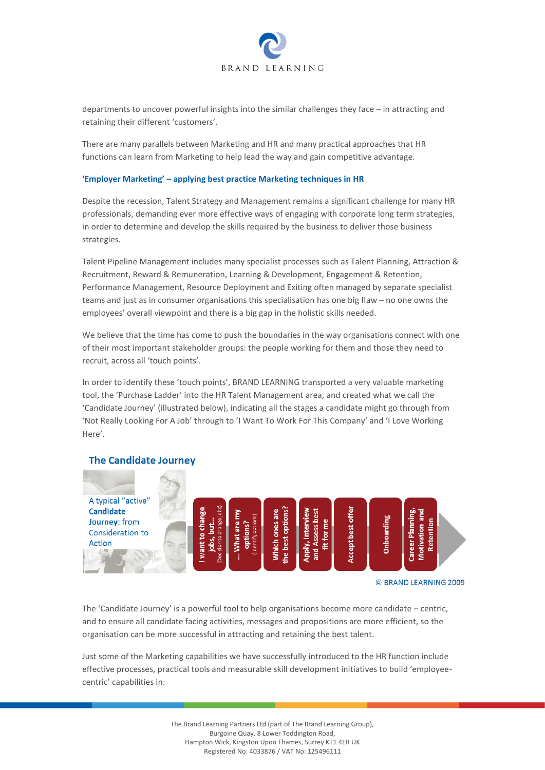departments to uncover powerful insights into the similar challenges they face – in attracting and retaining their different 'customers'.

There are many parallels between Marketing and HR and many practical approaches that HR functions can learn from Marketing to help lead the way and gain competitive advantage.

### 'Employer Marketing' – applying best practice Marketing techniques in HR

Despite the recession, Talent Strategy and Management remains a significant challenge for many HR professionals, demanding ever more effective ways of engaging with corporate long term strategies, in order to determine and develop the skills required by the business to deliver those business strategies.

Talent Pipeline Management includes many specialist processes such as Talent Planning, Attraction & Recruitment, Reward & Remuneration, Learning & Development, Engagement & Retention, Performance Management, Resource Deployment and Exiting often managed by separate specialist teams and just as in consumer organisations this specialisation has one big flaw – no one owns the employees' overall viewpoint and there is a big gap in the holistic skills needed.

We believe that the time has come to push the boundaries in the way organisations connect with one of their most important stakeholder groups: the people working for them and those they need to recruit, across all 'touch points'.

In order to identify these 'touch points', BRAND LEARNING transported a very valuable marketing tool, the 'Purchase Ladder' into the HR Talent Management area, and created what we call the 'Candidate Journey' (illustrated below), indicating all the stages a candidate might go through from 'Not Really Looking For A Job' through to 'I Want To Work For This Company' and 'I Love Working Here'.

### The Candidate Journey

A typical "active" **Candidate Journey**: from Consideration to Action

1. I want to change jobs, but... (Decision to change jobs)
2. ... What are my options? (Identify options)
3. Which ones are the best options?
4. Apply, Interview and Assess best fit for me
5. Accept best offer
6. Onboarding
7. Career Planning, Motivation and Retention

© BRAND LEARNING 2009

The 'Candidate Journey' is a powerful tool to help organisations become more candidate – centric, and to ensure all candidate facing activities, messages and propositions are more efficient, so the organisation can be more successful in attracting and retaining the best talent.

Just some of the Marketing capabilities we have successfully introduced to the HR function include effective processes, practical tools and measurable skill development initiatives to build 'employee-centric' capabilities in: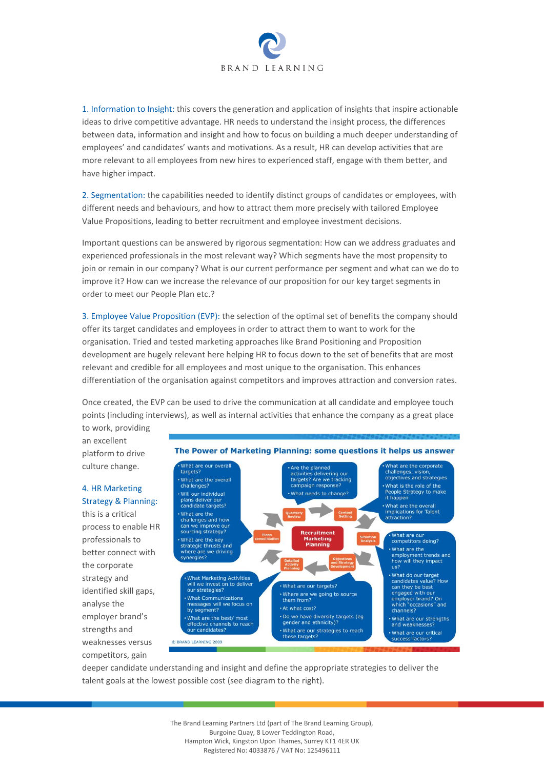1. Information to Insight: this covers the generation and application of insights that inspire actionable ideas to drive competitive advantage. HR needs to understand the insight process, the differences between data, information and insight and how to focus on building a much deeper understanding of employees' and candidates' wants and motivations. As a result, HR can develop activities that are more relevant to all employees from new hires to experienced staff, engage with them better, and have higher impact.

2. Segmentation: the capabilities needed to identify distinct groups of candidates or employees, with different needs and behaviours, and how to attract them more precisely with tailored Employee Value Propositions, leading to better recruitment and employee investment decisions.

Important questions can be answered by rigorous segmentation: How can we address graduates and experienced professionals in the most relevant way? Which segments have the most propensity to join or remain in our company? What is our current performance per segment and what can we do to improve it? How can we increase the relevance of our proposition for our key target segments in order to meet our People Plan etc.?

3. Employee Value Proposition (EVP): the selection of the optimal set of benefits the company should offer its target candidates and employees in order to attract them to want to work for the organisation. Tried and tested marketing approaches like Brand Positioning and Proposition development are hugely relevant here helping HR to focus down to the set of benefits that are most relevant and credible for all employees and most unique to the organisation. This enhances differentiation of the organisation against competitors and improves attraction and conversion rates.

Once created, the EVP can be used to drive the communication at all candidate and employee touch points (including interviews), as well as internal activities that enhance the company as a great place to work, providing an excellent platform to drive culture change.

4. HR Marketing Strategy & Planning: this is a critical process to enable HR professionals to better connect with the corporate strategy and identified skill gaps, analyse the employer brand's strengths and weaknesses versus competitors, gain deeper candidate understanding and insight and define the appropriate strategies to deliver the talent goals at the lowest possible cost (see diagram to the right).

**The Power of Marketing Planning: some questions it helps us answer**

Recruitment Marketing Planning

- Context Setting
  - What are the corporate challenges, vision, objectives and strategies
  - What is the role of the People Strategy to make it happen
  - What are the overall implications for Talent attraction?
- Situation Analysis
  - What are our competitors doing?
  - What are the employment trends and how will they impact us?
  - What do our target candidates value? How can they be best engaged with our employer brand? On which "occasions" and which channels?
  - What are our strengths and weaknesses?
  - What are our critical success factors?
- Objectives and Strategy Development
  - What are our targets?
  - Where are we going to source them from?
  - At what cost?
  - Do we have diversity targets (eg gender and ethnicity)?
  - What are our strategies to reach these targets?
- Detailed Activity Planning
  - What Marketing Activities will we invest on to deliver our strategies?
  - What Communications messages will we focus on by segment?
  - What are the best/ most effective channels to reach our candidates?
- Plans consolidation
  - What are our overall targets?
  - What are the overall challenges?
  - Will our individual plans deliver our candidate targets?
  - What are the challenges and how can we improve our sourcing strategy?
  - What are the key strategic thrusts and where are we driving synergies?
- Quarterly Review
  - Are the planned activities delivering our targets? Are we tracking campaign response?
  - What needs to change?

© BRAND LEARNING 2009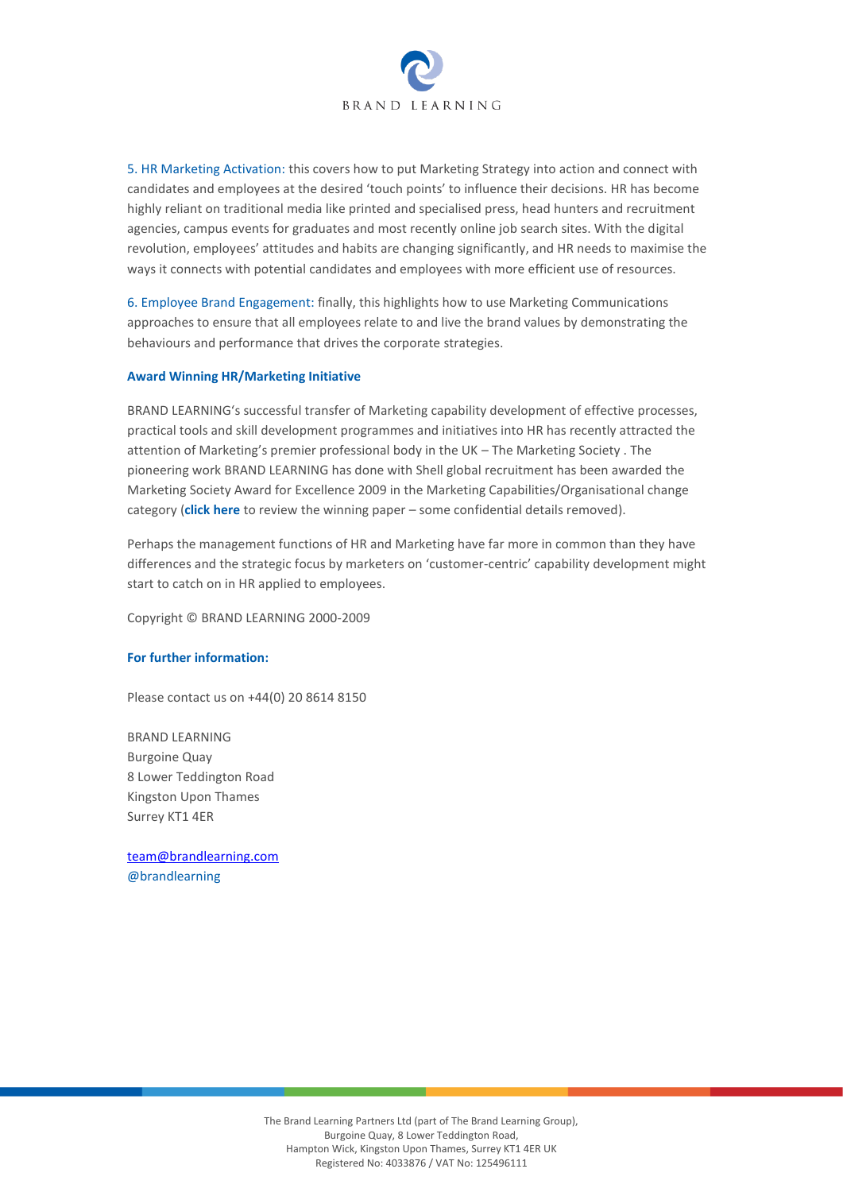5. HR Marketing Activation: this covers how to put Marketing Strategy into action and connect with candidates and employees at the desired 'touch points' to influence their decisions. HR has become highly reliant on traditional media like printed and specialised press, head hunters and recruitment agencies, campus events for graduates and most recently online job search sites. With the digital revolution, employees' attitudes and habits are changing significantly, and HR needs to maximise the ways it connects with potential candidates and employees with more efficient use of resources.

6. Employee Brand Engagement: finally, this highlights how to use Marketing Communications approaches to ensure that all employees relate to and live the brand values by demonstrating the behaviours and performance that drives the corporate strategies.

**Award Winning HR/Marketing Initiative**

BRAND LEARNING's successful transfer of Marketing capability development of effective processes, practical tools and skill development programmes and initiatives into HR has recently attracted the attention of Marketing's premier professional body in the UK – The Marketing Society . The pioneering work BRAND LEARNING has done with Shell global recruitment has been awarded the Marketing Society Award for Excellence 2009 in the Marketing Capabilities/Organisational change category (**click here** to review the winning paper – some confidential details removed).

Perhaps the management functions of HR and Marketing have far more in common than they have differences and the strategic focus by marketers on 'customer-centric' capability development might start to catch on in HR applied to employees.

Copyright © BRAND LEARNING 2000-2009

**For further information:**

Please contact us on +44(0) 20 8614 8150

BRAND LEARNING
Burgoine Quay
8 Lower Teddington Road
Kingston Upon Thames
Surrey KT1 4ER

team@brandlearning.com
@brandlearning

The Brand Learning Partners Ltd (part of The Brand Learning Group),
Burgoine Quay, 8 Lower Teddington Road,
Hampton Wick, Kingston Upon Thames, Surrey KT1 4ER UK
Registered No: 4033876 / VAT No: 125496111